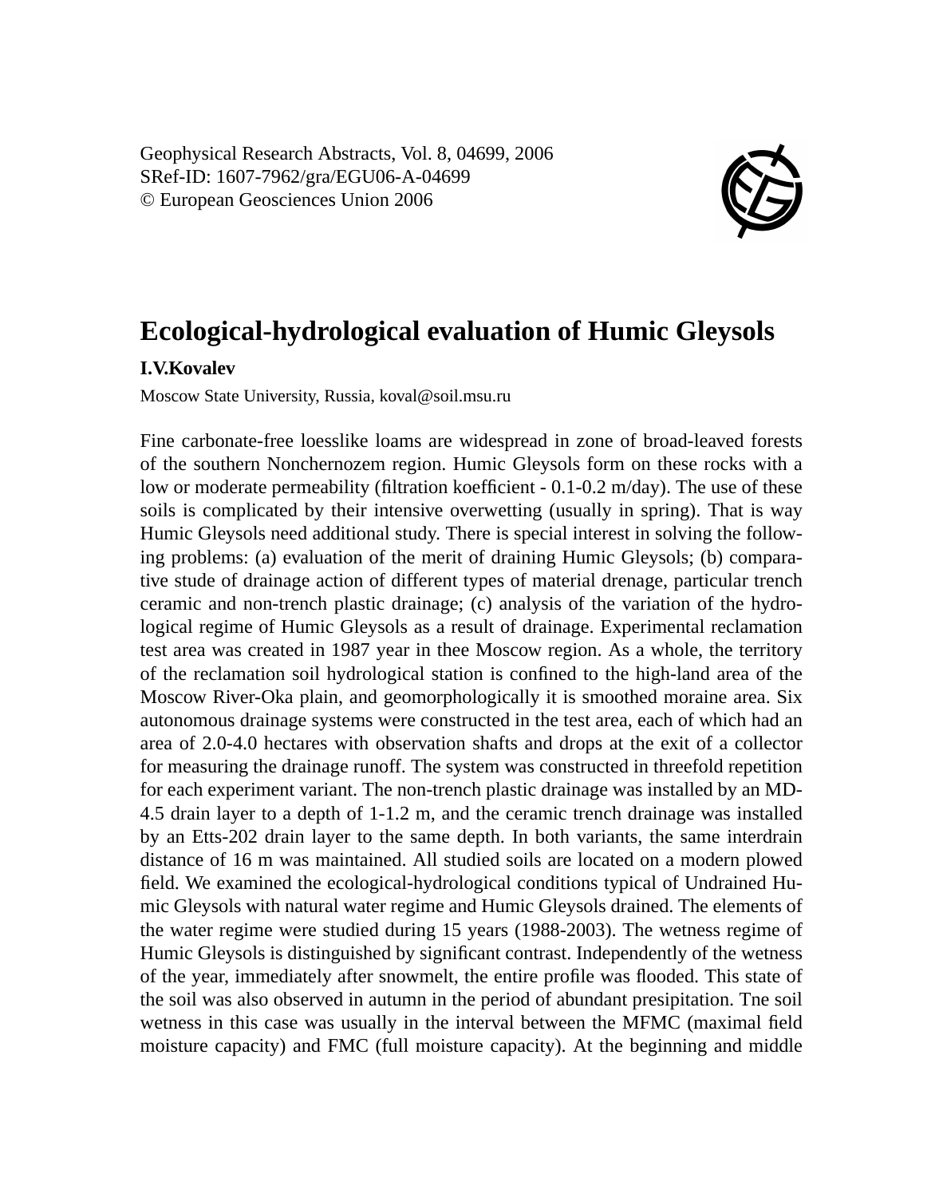Geophysical Research Abstracts, Vol. 8, 04699, 2006
SRef-ID: 1607-7962/gra/EGU06-A-04699
© European Geosciences Union 2006

# Ecological-hydrological evaluation of Humic Gleysols

**I.V.Kovalev**

Moscow State University, Russia, koval@soil.msu.ru

Fine carbonate-free loesslike loams are widespread in zone of broad-leaved forests of the southern Nonchernozem region. Humic Gleysols form on these rocks with a low or moderate permeability (filtration koefficient - 0.1-0.2 m/day). The use of these soils is complicated by their intensive overwetting (usually in spring). That is way Humic Gleysols need additional study. There is special interest in solving the following problems: (a) evaluation of the merit of draining Humic Gleysols; (b) comparative stude of drainage action of different types of material drenage, particular trench ceramic and non-trench plastic drainage; (c) analysis of the variation of the hydrological regime of Humic Gleysols as a result of drainage. Experimental reclamation test area was created in 1987 year in thee Moscow region. As a whole, the territory of the reclamation soil hydrological station is confined to the high-land area of the Moscow River-Oka plain, and geomorphologically it is smoothed moraine area. Six autonomous drainage systems were constructed in the test area, each of which had an area of 2.0-4.0 hectares with observation shafts and drops at the exit of a collector for measuring the drainage runoff. The system was constructed in threefold repetition for each experiment variant. The non-trench plastic drainage was installed by an MD-4.5 drain layer to a depth of 1-1.2 m, and the ceramic trench drainage was installed by an Etts-202 drain layer to the same depth. In both variants, the same interdrain distance of 16 m was maintained. All studied soils are located on a modern plowed field. We examined the ecological-hydrological conditions typical of Undrained Humic Gleysols with natural water regime and Humic Gleysols drained. The elements of the water regime were studied during 15 years (1988-2003). The wetness regime of Humic Gleysols is distinguished by significant contrast. Independently of the wetness of the year, immediately after snowmelt, the entire profile was flooded. This state of the soil was also observed in autumn in the period of abundant presipitation. Tne soil wetness in this case was usually in the interval between the MFMC (maximal field moisture capacity) and FMC (full moisture capacity). At the beginning and middle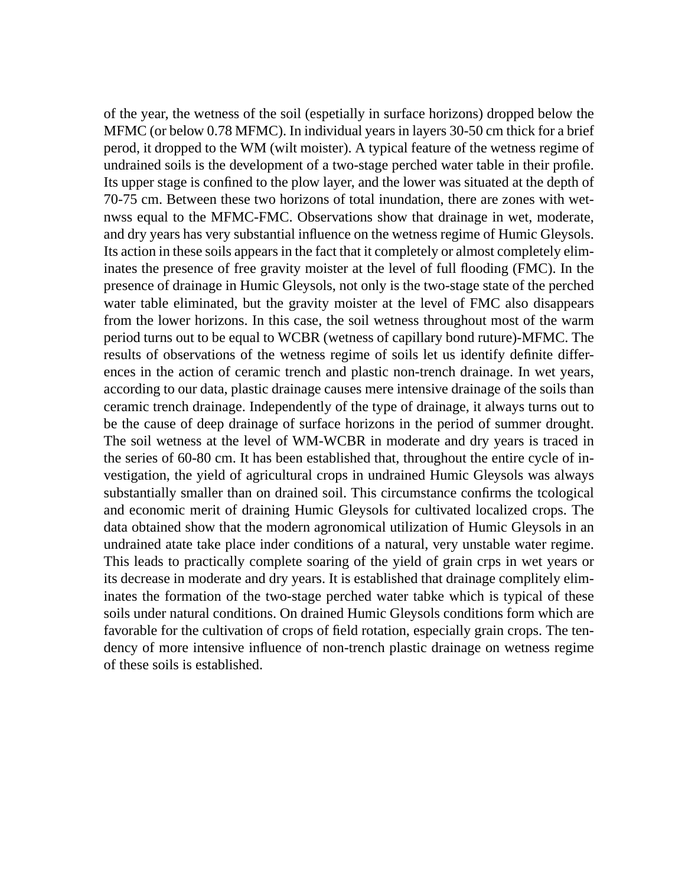of the year, the wetness of the soil (espetially in surface horizons) dropped below the MFMC (or below 0.78 MFMC). In individual years in layers 30-50 cm thick for a brief perod, it dropped to the WM (wilt moister). A typical feature of the wetness regime of undrained soils is the development of a two-stage perched water table in their profile. Its upper stage is confined to the plow layer, and the lower was situated at the depth of 70-75 cm. Between these two horizons of total inundation, there are zones with wetnwss equal to the MFMC-FMC. Observations show that drainage in wet, moderate, and dry years has very substantial influence on the wetness regime of Humic Gleysols. Its action in these soils appears in the fact that it completely or almost completely eliminates the presence of free gravity moister at the level of full flooding (FMC). In the presence of drainage in Humic Gleysols, not only is the two-stage state of the perched water table eliminated, but the gravity moister at the level of FMC also disappears from the lower horizons. In this case, the soil wetness throughout most of the warm period turns out to be equal to WCBR (wetness of capillary bond ruture)-MFMC. The results of observations of the wetness regime of soils let us identify definite differences in the action of ceramic trench and plastic non-trench drainage. In wet years, according to our data, plastic drainage causes mere intensive drainage of the soils than ceramic trench drainage. Independently of the type of drainage, it always turns out to be the cause of deep drainage of surface horizons in the period of summer drought. The soil wetness at the level of WM-WCBR in moderate and dry years is traced in the series of 60-80 cm. It has been established that, throughout the entire cycle of investigation, the yield of agricultural crops in undrained Humic Gleysols was always substantially smaller than on drained soil. This circumstance confirms the tcological and economic merit of draining Humic Gleysols for cultivated localized crops. The data obtained show that the modern agronomical utilization of Humic Gleysols in an undrained atate take place inder conditions of a natural, very unstable water regime. This leads to practically complete soaring of the yield of grain crps in wet years or its decrease in moderate and dry years. It is established that drainage complitely eliminates the formation of the two-stage perched water tabke which is typical of these soils under natural conditions. On drained Humic Gleysols conditions form which are favorable for the cultivation of crops of field rotation, especially grain crops. The tendency of more intensive influence of non-trench plastic drainage on wetness regime of these soils is established.